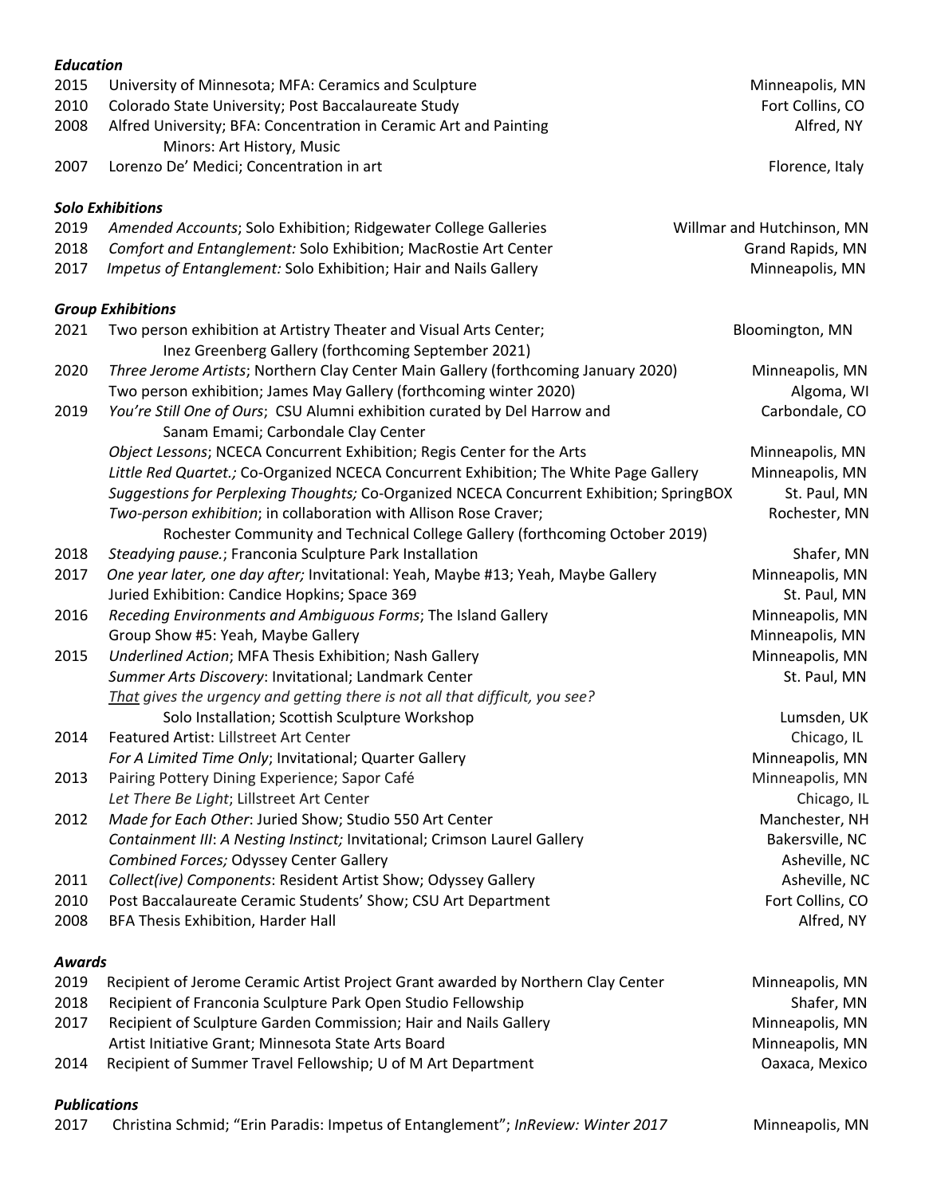### *Education*

2015 University of Minnesota; MFA: Ceramics and Sculpture — Minneapolis, MN
2010 Colorado State University; Post Baccalaureate Study — Fort Collins, CO
2008 Alfred University; BFA: Concentration in Ceramic Art and Painting — Alfred, NY
    Minors: Art History, Music
2007 Lorenzo De' Medici; Concentration in art — Florence, Italy

### *Solo Exhibitions*

2019 *Amended Accounts*; Solo Exhibition; Ridgewater College Galleries — Willmar and Hutchinson, MN
2018 *Comfort and Entanglement:* Solo Exhibition; MacRostie Art Center — Grand Rapids, MN
2017 *Impetus of Entanglement:* Solo Exhibition; Hair and Nails Gallery — Minneapolis, MN

### *Group Exhibitions*

2021 Two person exhibition at Artistry Theater and Visual Arts Center; — Bloomington, MN
    Inez Greenberg Gallery (forthcoming September 2021)
2020 *Three Jerome Artists*; Northern Clay Center Main Gallery (forthcoming January 2020) — Minneapolis, MN
    Two person exhibition; James May Gallery (forthcoming winter 2020) — Algoma, WI
2019 *You're Still One of Ours*; CSU Alumni exhibition curated by Del Harrow and — Carbondale, CO
    Sanam Emami; Carbondale Clay Center
    *Object Lessons*; NCECA Concurrent Exhibition; Regis Center for the Arts — Minneapolis, MN
    *Little Red Quartet.;* Co-Organized NCECA Concurrent Exhibition; The White Page Gallery — Minneapolis, MN
    *Suggestions for Perplexing Thoughts;* Co-Organized NCECA Concurrent Exhibition; SpringBOX — St. Paul, MN
    *Two-person exhibition*; in collaboration with Allison Rose Craver; — Rochester, MN
    Rochester Community and Technical College Gallery (forthcoming October 2019)
2018 *Steadying pause.*; Franconia Sculpture Park Installation — Shafer, MN
2017 *One year later, one day after;* Invitational: Yeah, Maybe #13; Yeah, Maybe Gallery — Minneapolis, MN
    Juried Exhibition: Candice Hopkins; Space 369 — St. Paul, MN
2016 *Receding Environments and Ambiguous Forms*; The Island Gallery — Minneapolis, MN
    Group Show #5: Yeah, Maybe Gallery — Minneapolis, MN
2015 *Underlined Action*; MFA Thesis Exhibition; Nash Gallery — Minneapolis, MN
    *Summer Arts Discovery*: Invitational; Landmark Center — St. Paul, MN
    *<u>That</u> gives the urgency and getting there is not all that difficult, you see?*
    Solo Installation; Scottish Sculpture Workshop — Lumsden, UK
2014 Featured Artist: Lillstreet Art Center — Chicago, IL
    *For A Limited Time Only*; Invitational; Quarter Gallery — Minneapolis, MN
2013 Pairing Pottery Dining Experience; Sapor Café — Minneapolis, MN
    *Let There Be Light*; Lillstreet Art Center — Chicago, IL
2012 *Made for Each Other*: Juried Show; Studio 550 Art Center — Manchester, NH
    *Containment III*: *A Nesting Instinct;* Invitational; Crimson Laurel Gallery — Bakersville, NC
    *Combined Forces;* Odyssey Center Gallery — Asheville, NC
2011 *Collect(ive) Components*: Resident Artist Show; Odyssey Gallery — Asheville, NC
2010 Post Baccalaureate Ceramic Students' Show; CSU Art Department — Fort Collins, CO
2008 BFA Thesis Exhibition, Harder Hall — Alfred, NY

### *Awards*

2019 Recipient of Jerome Ceramic Artist Project Grant awarded by Northern Clay Center — Minneapolis, MN
2018 Recipient of Franconia Sculpture Park Open Studio Fellowship — Shafer, MN
2017 Recipient of Sculpture Garden Commission; Hair and Nails Gallery — Minneapolis, MN
    Artist Initiative Grant; Minnesota State Arts Board — Minneapolis, MN
2014 Recipient of Summer Travel Fellowship; U of M Art Department — Oaxaca, Mexico

### *Publications*

2017 Christina Schmid; "Erin Paradis: Impetus of Entanglement"; *InReview: Winter 2017* — Minneapolis, MN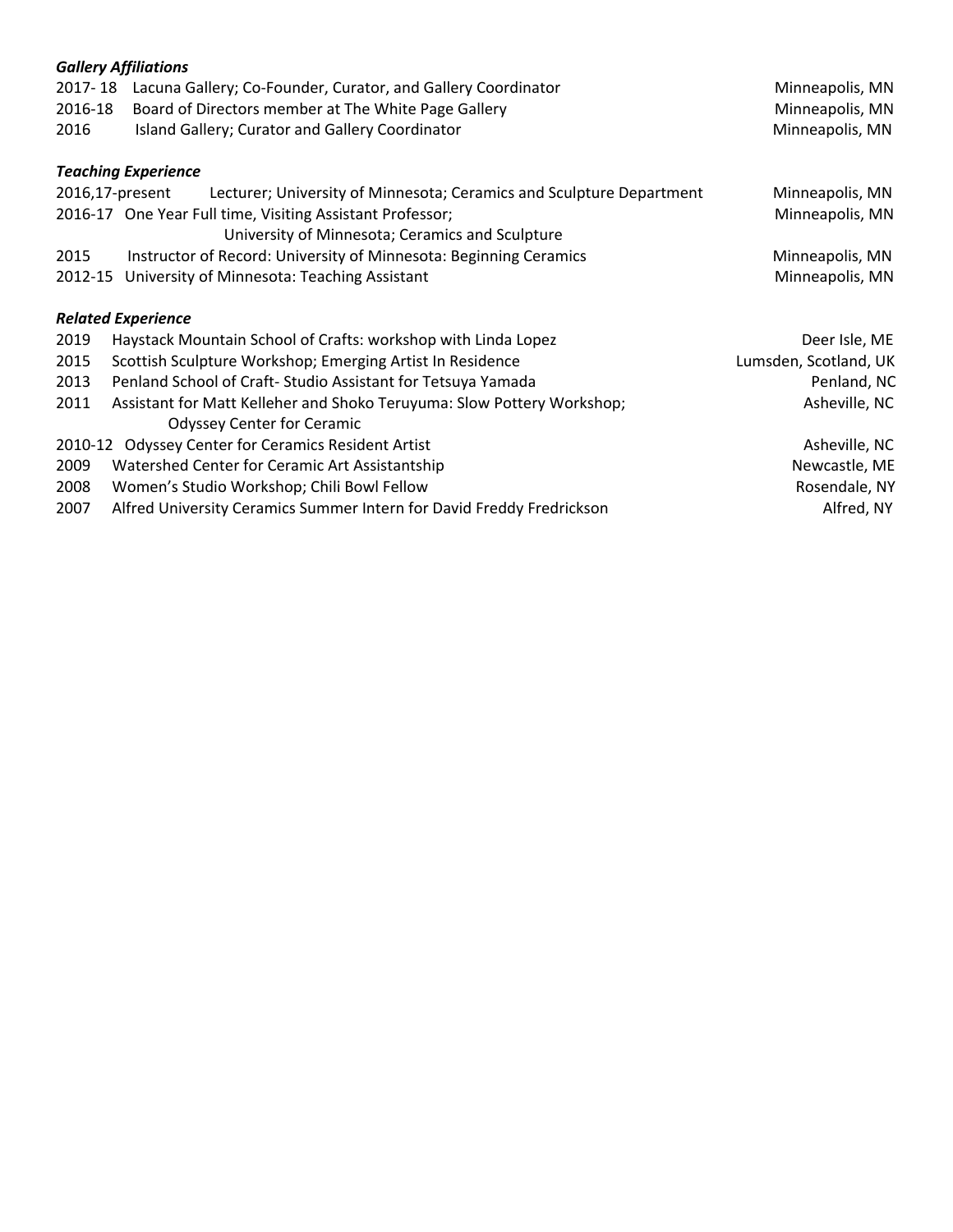***Gallery Affiliations***

| | | |
|---|---|---|
| 2017- 18 | Lacuna Gallery; Co-Founder, Curator, and Gallery Coordinator | Minneapolis, MN |
| 2016-18 | Board of Directors member at The White Page Gallery | Minneapolis, MN |
| 2016 | Island Gallery; Curator and Gallery Coordinator | Minneapolis, MN |

***Teaching Experience***

| | | |
|---|---|---|
| 2016,17-present | Lecturer; University of Minnesota; Ceramics and Sculpture Department | Minneapolis, MN |
| 2016-17 | One Year Full time, Visiting Assistant Professor; University of Minnesota; Ceramics and Sculpture | Minneapolis, MN |
| 2015 | Instructor of Record: University of Minnesota: Beginning Ceramics | Minneapolis, MN |
| 2012-15 | University of Minnesota: Teaching Assistant | Minneapolis, MN |

***Related Experience***

| | | |
|---|---|---|
| 2019 | Haystack Mountain School of Crafts: workshop with Linda Lopez | Deer Isle, ME |
| 2015 | Scottish Sculpture Workshop; Emerging Artist In Residence | Lumsden, Scotland, UK |
| 2013 | Penland School of Craft- Studio Assistant for Tetsuya Yamada | Penland, NC |
| 2011 | Assistant for Matt Kelleher and Shoko Teruyuma: Slow Pottery Workshop; Odyssey Center for Ceramic | Asheville, NC |
| 2010-12 | Odyssey Center for Ceramics Resident Artist | Asheville, NC |
| 2009 | Watershed Center for Ceramic Art Assistantship | Newcastle, ME |
| 2008 | Women's Studio Workshop; Chili Bowl Fellow | Rosendale, NY |
| 2007 | Alfred University Ceramics Summer Intern for David Freddy Fredrickson | Alfred, NY |